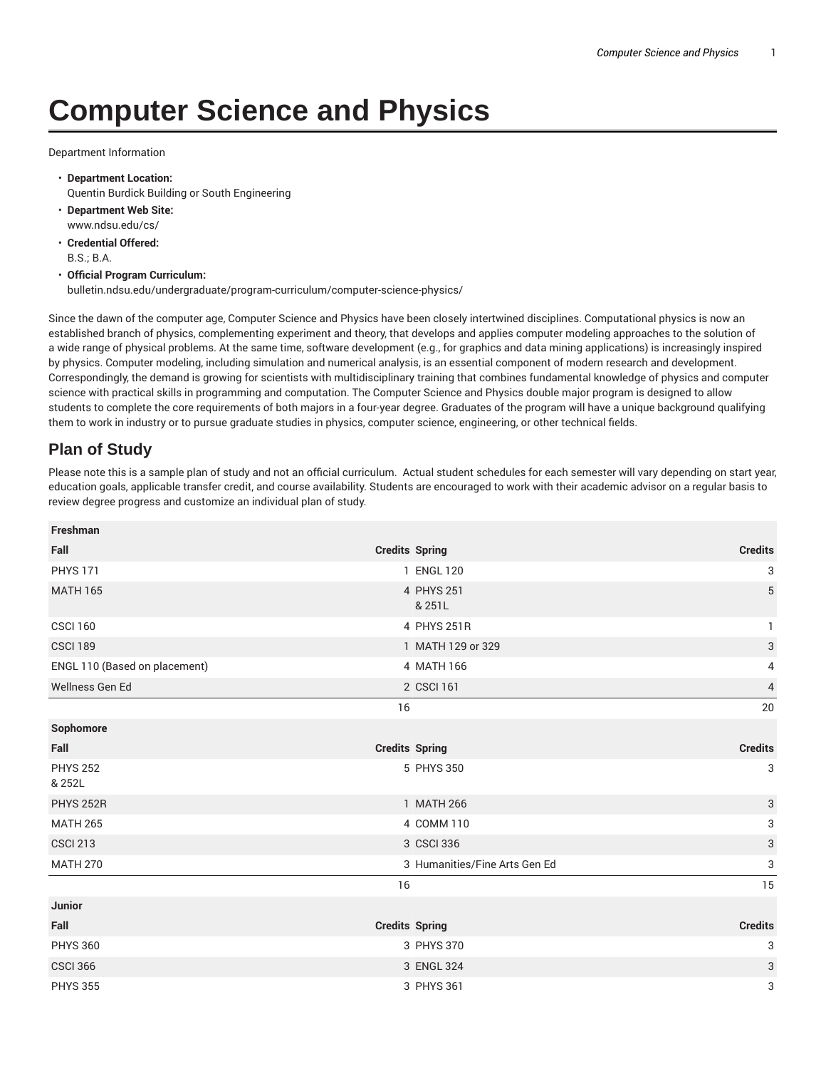# Computer Science and Physics

Department Information

- **Department Location:**
  Quentin Burdick Building or South Engineering
- **Department Web Site:**
  www.ndsu.edu/cs/
- **Credential Offered:**
  B.S.; B.A.
- **Official Program Curriculum:**
  bulletin.ndsu.edu/undergraduate/program-curriculum/computer-science-physics/

Since the dawn of the computer age, Computer Science and Physics have been closely intertwined disciplines. Computational physics is now an established branch of physics, complementing experiment and theory, that develops and applies computer modeling approaches to the solution of a wide range of physical problems. At the same time, software development (e.g., for graphics and data mining applications) is increasingly inspired by physics. Computer modeling, including simulation and numerical analysis, is an essential component of modern research and development. Correspondingly, the demand is growing for scientists with multidisciplinary training that combines fundamental knowledge of physics and computer science with practical skills in programming and computation. The Computer Science and Physics double major program is designed to allow students to complete the core requirements of both majors in a four-year degree. Graduates of the program will have a unique background qualifying them to work in industry or to pursue graduate studies in physics, computer science, engineering, or other technical fields.

## Plan of Study

Please note this is a sample plan of study and not an official curriculum. Actual student schedules for each semester will vary depending on start year, education goals, applicable transfer credit, and course availability. Students are encouraged to work with their academic advisor on a regular basis to review degree progress and customize an individual plan of study.

| Freshman | | | |
|---|---|---|---|
| Fall | Credits | Spring | Credits |
| PHYS 171 | 1 | ENGL 120 | 3 |
| MATH 165 | 4 | PHYS 251 & 251L | 5 |
| CSCI 160 | 4 | PHYS 251R | 1 |
| CSCI 189 | 1 | MATH 129 or 329 | 3 |
| ENGL 110 (Based on placement) | 4 | MATH 166 | 4 |
| Wellness Gen Ed | 2 | CSCI 161 | 4 |
| | 16 | | 20 |
| **Sophomore** | | | |
| Fall | Credits | Spring | Credits |
| PHYS 252 & 252L | 5 | PHYS 350 | 3 |
| PHYS 252R | 1 | MATH 266 | 3 |
| MATH 265 | 4 | COMM 110 | 3 |
| CSCI 213 | 3 | CSCI 336 | 3 |
| MATH 270 | 3 | Humanities/Fine Arts Gen Ed | 3 |
| | 16 | | 15 |
| **Junior** | | | |
| Fall | Credits | Spring | Credits |
| PHYS 360 | 3 | PHYS 370 | 3 |
| CSCI 366 | 3 | ENGL 324 | 3 |
| PHYS 355 | 3 | PHYS 361 | 3 |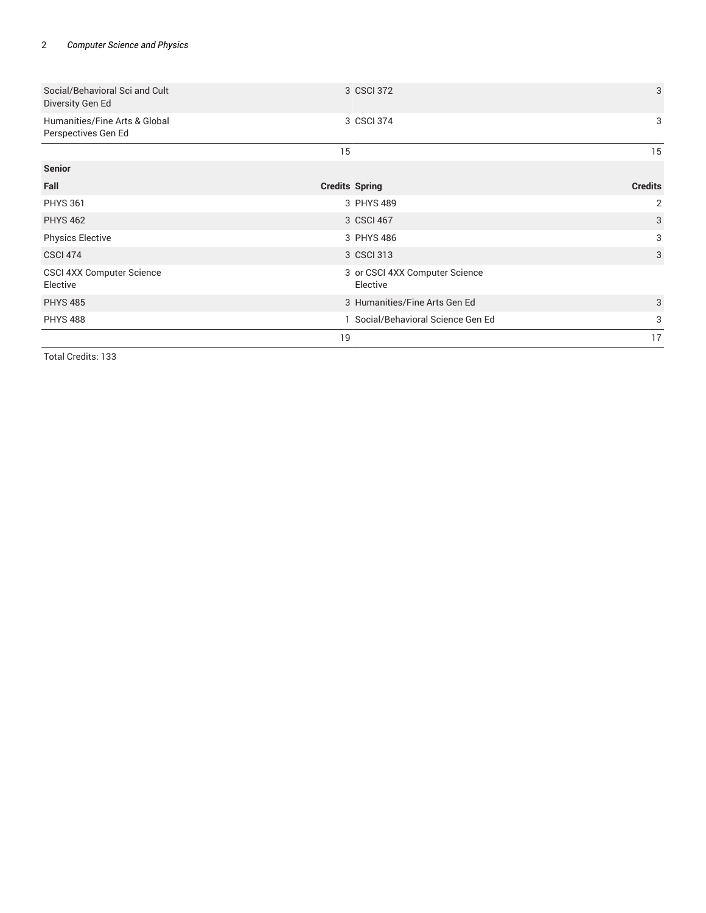| | | | |
|---|---|---|---|
| Social/Behavioral Sci and Cult Diversity Gen Ed | 3 | CSCI 372 | 3 |
| Humanities/Fine Arts & Global Perspectives Gen Ed | 3 | CSCI 374 | 3 |
| | 15 | | 15 |
| **Senior** | | | |
| **Fall** | **Credits** | **Spring** | **Credits** |
| PHYS 361 | 3 | PHYS 489 | 2 |
| PHYS 462 | 3 | CSCI 467 | 3 |
| Physics Elective | 3 | PHYS 486 | 3 |
| CSCI 474 | 3 | CSCI 313 | 3 |
| CSCI 4XX Computer Science Elective | 3 | or CSCI 4XX Computer Science Elective | |
| PHYS 485 | 3 | Humanities/Fine Arts Gen Ed | 3 |
| PHYS 488 | 1 | Social/Behavioral Science Gen Ed | 3 |
| | 19 | | 17 |

Total Credits: 133